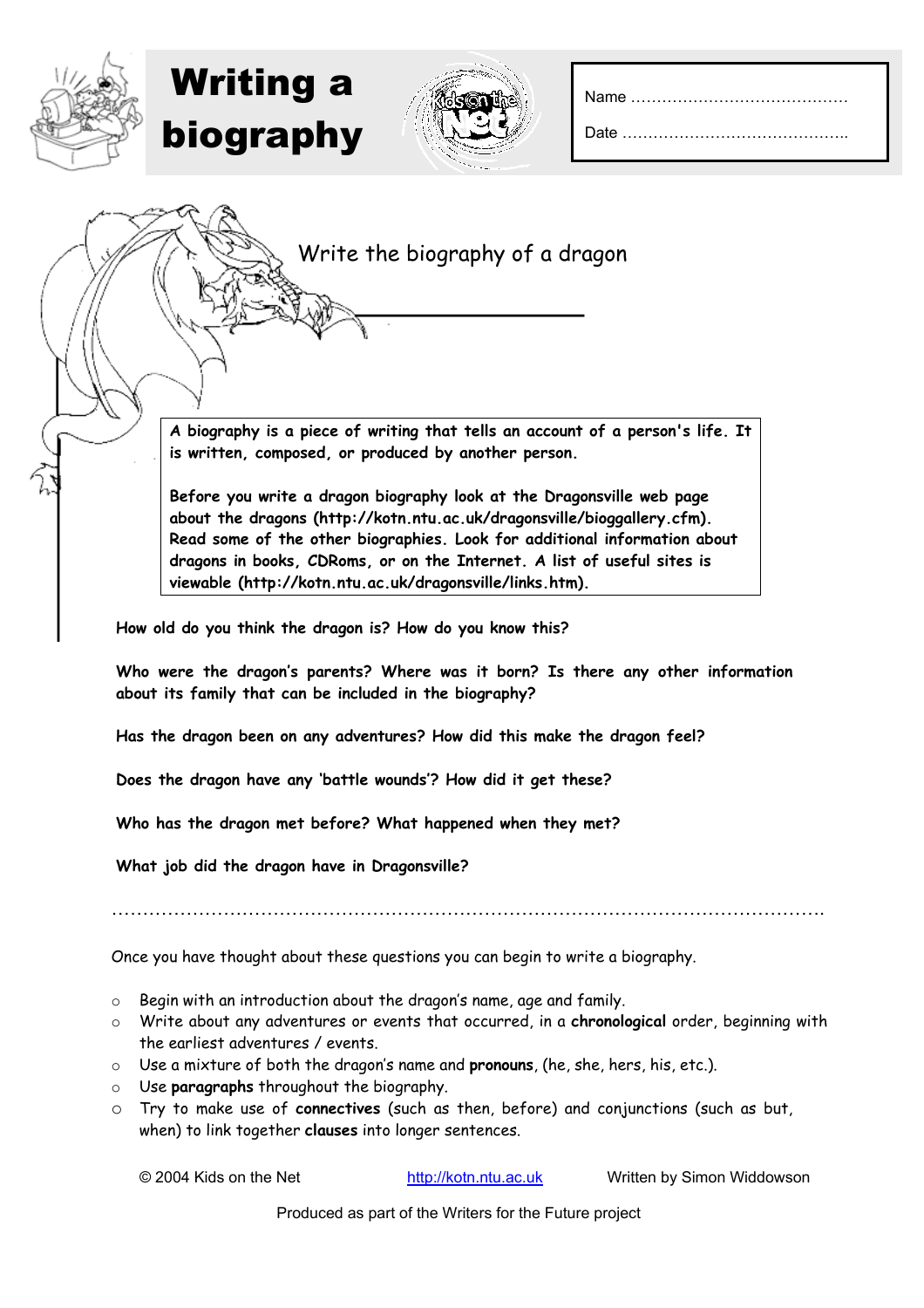# Writing a biography

Name ……………………………………

Date ……………………………………..

## Write the biography of a dragon

**A biography is a piece of writing that tells an account of a person's life. It is written, composed, or produced by another person.**

**Before you write a dragon biography look at the Dragonsville web page about the dragons (http://kotn.ntu.ac.uk/dragonsville/bioggallery.cfm). Read some of the other biographies. Look for additional information about dragons in books, CDRoms, or on the Internet. A list of useful sites is viewable (http://kotn.ntu.ac.uk/dragonsville/links.htm).**

**How old do you think the dragon is? How do you know this?**

**Who were the dragon's parents? Where was it born? Is there any other information about its family that can be included in the biography?**

**Has the dragon been on any adventures? How did this make the dragon feel?**

**Does the dragon have any 'battle wounds'? How did it get these?**

**Who has the dragon met before? What happened when they met?**

**What job did the dragon have in Dragonsville?**

…………………………………………………………………………………………………………

Once you have thought about these questions you can begin to write a biography.

- Begin with an introduction about the dragon's name, age and family.
- Write about any adventures or events that occurred, in a **chronological** order, beginning with the earliest adventures / events.
- Use a mixture of both the dragon's name and **pronouns**, (he, she, hers, his, etc.).
- Use **paragraphs** throughout the biography.
- Try to make use of **connectives** (such as then, before) and conjunctions (such as but, when) to link together **clauses** into longer sentences.

© 2004 Kids on the Net http://kotn.ntu.ac.uk Written by Simon Widdowson

Produced as part of the Writers for the Future project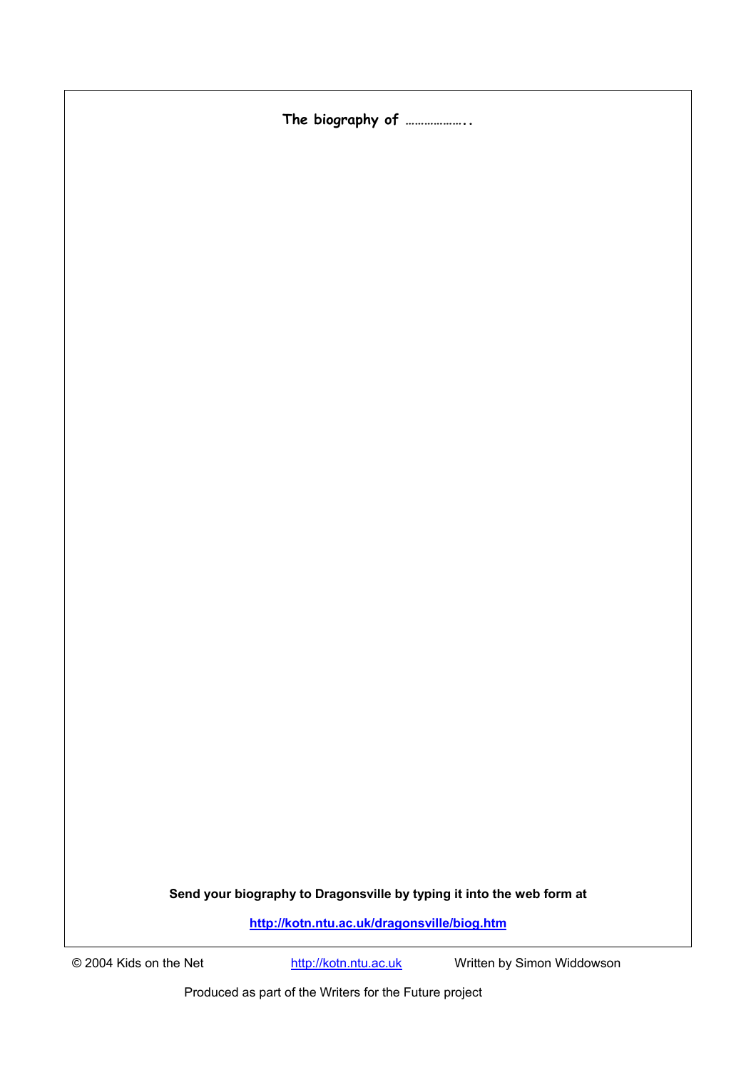**The biography of ………………..**

**Send your biography to Dragonsville by typing it into the web form at**

**http://kotn.ntu.ac.uk/dragonsville/biog.htm**

© 2004 Kids on the Net http://kotn.ntu.ac.uk Written by Simon Widdowson

Produced as part of the Writers for the Future project